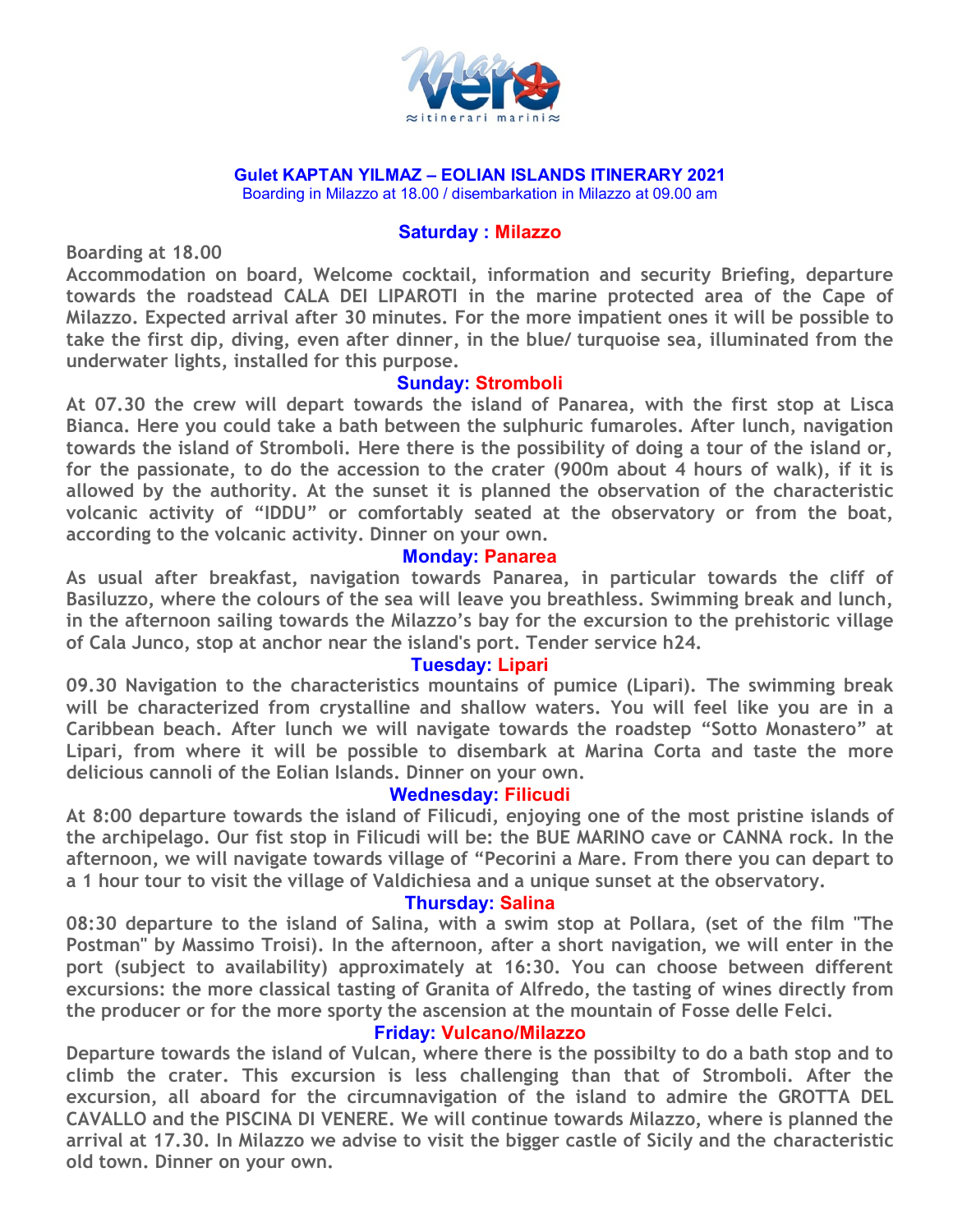Mar vero

≈itinerari marini≈

## Gulet KAPTAN YILMAZ – EOLIAN ISLANDS ITINERARY 2021

Boarding in Milazzo at 18.00 / disembarkation in Milazzo at 09.00 am

### Saturday : Milazzo

**Boarding at 18.00**

**Accommodation on board, Welcome cocktail, information and security Briefing, departure towards the roadstead CALA DEI LIPAROTI in the marine protected area of the Cape of Milazzo. Expected arrival after 30 minutes. For the more impatient ones it will be possible to take the first dip, diving, even after dinner, in the blue/ turquoise sea, illuminated from the underwater lights, installed for this purpose.**

### Sunday: Stromboli

**At 07.30 the crew will depart towards the island of Panarea, with the first stop at Lisca Bianca. Here you could take a bath between the sulphuric fumaroles. After lunch, navigation towards the island of Stromboli. Here there is the possibility of doing a tour of the island or, for the passionate, to do the accession to the crater (900m about 4 hours of walk), if it is allowed by the authority. At the sunset it is planned the observation of the characteristic volcanic activity of "IDDU" or comfortably seated at the observatory or from the boat, according to the volcanic activity. Dinner on your own.**

### Monday: Panarea

**As usual after breakfast, navigation towards Panarea, in particular towards the cliff of Basiluzzo, where the colours of the sea will leave you breathless. Swimming break and lunch, in the afternoon sailing towards the Milazzo's bay for the excursion to the prehistoric village of Cala Junco, stop at anchor near the island's port. Tender service h24.**

### Tuesday: Lipari

**09.30 Navigation to the characteristics mountains of pumice (Lipari). The swimming break will be characterized from crystalline and shallow waters. You will feel like you are in a Caribbean beach. After lunch we will navigate towards the roadstep "Sotto Monastero" at Lipari, from where it will be possible to disembark at Marina Corta and taste the more delicious cannoli of the Eolian Islands. Dinner on your own.**

### Wednesday: Filicudi

**At 8:00 departure towards the island of Filicudi, enjoying one of the most pristine islands of the archipelago. Our fist stop in Filicudi will be: the BUE MARINO cave or CANNA rock. In the afternoon, we will navigate towards village of "Pecorini a Mare. From there you can depart to a 1 hour tour to visit the village of Valdichiesa and a unique sunset at the observatory.**

### Thursday: Salina

**08:30 departure to the island of Salina, with a swim stop at Pollara, (set of the film "The Postman" by Massimo Troisi). In the afternoon, after a short navigation, we will enter in the port (subject to availability) approximately at 16:30. You can choose between different excursions: the more classical tasting of Granita of Alfredo, the tasting of wines directly from the producer or for the more sporty the ascension at the mountain of Fosse delle Felci.**

### Friday: Vulcano/Milazzo

**Departure towards the island of Vulcan, where there is the possibilty to do a bath stop and to climb the crater. This excursion is less challenging than that of Stromboli. After the excursion, all aboard for the circumnavigation of the island to admire the GROTTA DEL CAVALLO and the PISCINA DI VENERE. We will continue towards Milazzo, where is planned the arrival at 17.30. In Milazzo we advise to visit the bigger castle of Sicily and the characteristic old town. Dinner on your own.**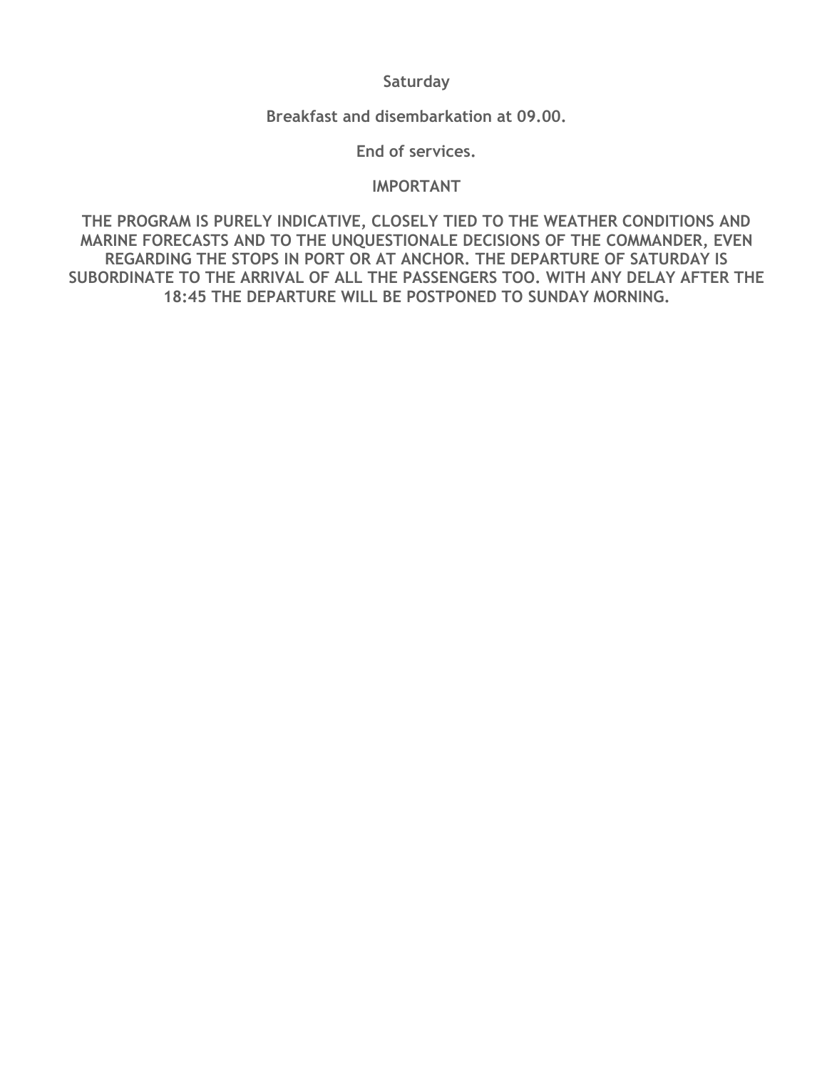**Saturday**

**Breakfast and disembarkation at 09.00.**

**End of services.**

**IMPORTANT**

**THE PROGRAM IS PURELY INDICATIVE, CLOSELY TIED TO THE WEATHER CONDITIONS AND MARINE FORECASTS AND TO THE UNQUESTIONALE DECISIONS OF THE COMMANDER, EVEN REGARDING THE STOPS IN PORT OR AT ANCHOR. THE DEPARTURE OF SATURDAY IS SUBORDINATE TO THE ARRIVAL OF ALL THE PASSENGERS TOO. WITH ANY DELAY AFTER THE 18:45 THE DEPARTURE WILL BE POSTPONED TO SUNDAY MORNING.**